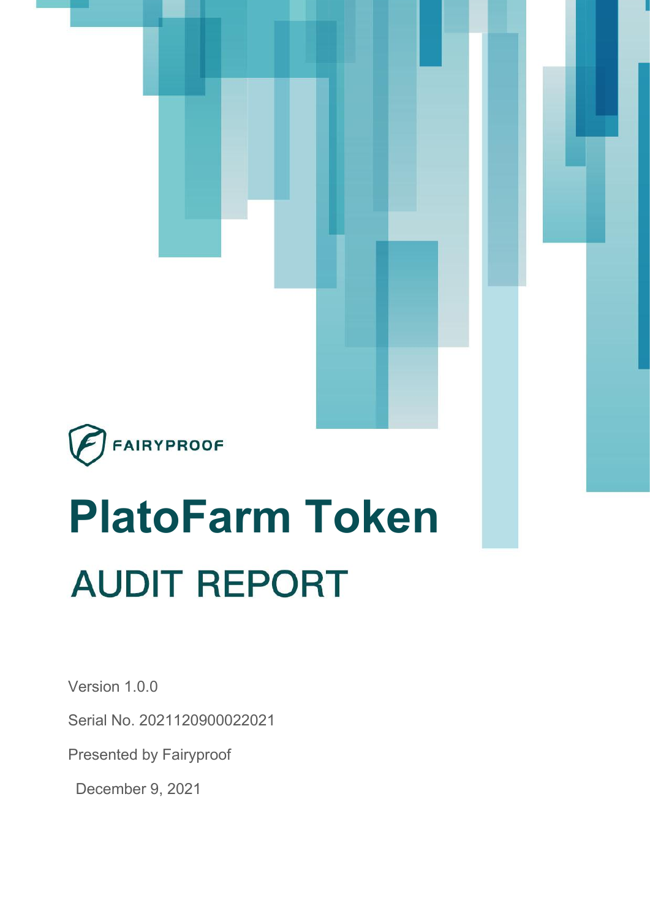FAIRYPROOF

# PlatoFarm Token

## AUDIT REPORT

Version 1.0.0

Serial No. 2021120900022021

Presented by Fairyproof

December 9, 2021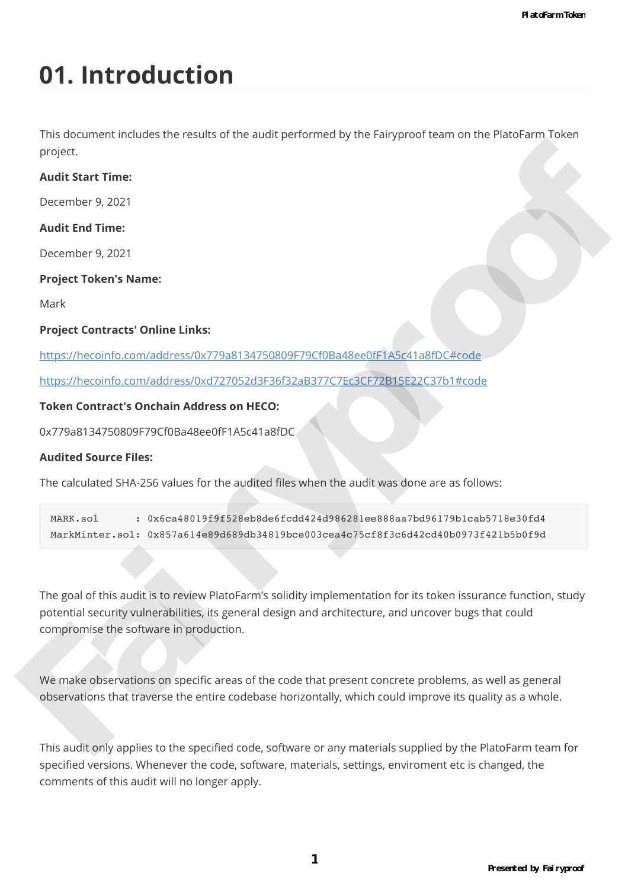# 01. Introduction

This document includes the results of the audit performed by the Fairyproof team on the PlatoFarm Token project.

**Audit Start Time:**

December 9, 2021

**Audit End Time:**

December 9, 2021

**Project Token's Name:**

Mark

**Project Contracts' Online Links:**

https://hecoinfo.com/address/0x779a8134750809F79Cf0Ba48ee0fF1A5c41a8fDC#code

https://hecoinfo.com/address/0xd727052d3F36f32aB377C7Ec3CF72B15E22C37b1#code

**Token Contract's Onchain Address on HECO:**

0x779a8134750809F79Cf0Ba48ee0fF1A5c41a8fDC

**Audited Source Files:**

The calculated SHA-256 values for the audited files when the audit was done are as follows:

```
MARK.sol      : 0x6ca48019f9f528eb8de6fcdd424d986281ee888aa7bd96179b1cab5718e30fd4
MarkMinter.sol: 0x857a614e89d689db34819bce003cea4c75cf8f3c6d42cd40b0973f421b5b0f9d
```

The goal of this audit is to review PlatoFarm's solidity implementation for its token issurance function, study potential security vulnerabilities, its general design and architecture, and uncover bugs that could compromise the software in production.

We make observations on specific areas of the code that present concrete problems, as well as general observations that traverse the entire codebase horizontally, which could improve its quality as a whole.

This audit only applies to the specified code, software or any materials supplied by the PlatoFarm team for specified versions. Whenever the code, software, materials, settings, enviroment etc is changed, the comments of this audit will no longer apply.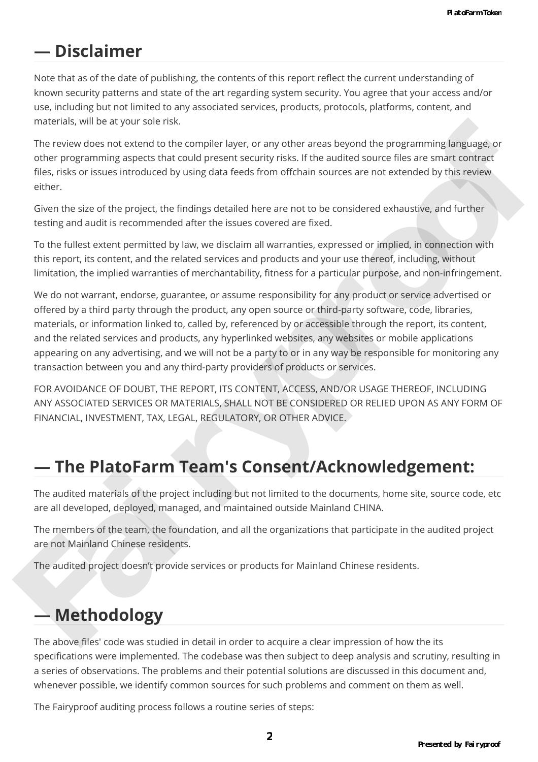## — Disclaimer

Note that as of the date of publishing, the contents of this report reflect the current understanding of known security patterns and state of the art regarding system security. You agree that your access and/or use, including but not limited to any associated services, products, protocols, platforms, content, and materials, will be at your sole risk.

The review does not extend to the compiler layer, or any other areas beyond the programming language, or other programming aspects that could present security risks. If the audited source files are smart contract files, risks or issues introduced by using data feeds from offchain sources are not extended by this review either.

Given the size of the project, the findings detailed here are not to be considered exhaustive, and further testing and audit is recommended after the issues covered are fixed.

To the fullest extent permitted by law, we disclaim all warranties, expressed or implied, in connection with this report, its content, and the related services and products and your use thereof, including, without limitation, the implied warranties of merchantability, fitness for a particular purpose, and non-infringement.

We do not warrant, endorse, guarantee, or assume responsibility for any product or service advertised or offered by a third party through the product, any open source or third-party software, code, libraries, materials, or information linked to, called by, referenced by or accessible through the report, its content, and the related services and products, any hyperlinked websites, any websites or mobile applications appearing on any advertising, and we will not be a party to or in any way be responsible for monitoring any transaction between you and any third-party providers of products or services.

FOR AVOIDANCE OF DOUBT, THE REPORT, ITS CONTENT, ACCESS, AND/OR USAGE THEREOF, INCLUDING ANY ASSOCIATED SERVICES OR MATERIALS, SHALL NOT BE CONSIDERED OR RELIED UPON AS ANY FORM OF FINANCIAL, INVESTMENT, TAX, LEGAL, REGULATORY, OR OTHER ADVICE.

## — The PlatoFarm Team's Consent/Acknowledgement:

The audited materials of the project including but not limited to the documents, home site, source code, etc are all developed, deployed, managed, and maintained outside Mainland CHINA.

The members of the team, the foundation, and all the organizations that participate in the audited project are not Mainland Chinese residents.

The audited project doesn't provide services or products for Mainland Chinese residents.

## — Methodology

The above files' code was studied in detail in order to acquire a clear impression of how the its specifications were implemented. The codebase was then subject to deep analysis and scrutiny, resulting in a series of observations. The problems and their potential solutions are discussed in this document and, whenever possible, we identify common sources for such problems and comment on them as well.

The Fairyproof auditing process follows a routine series of steps: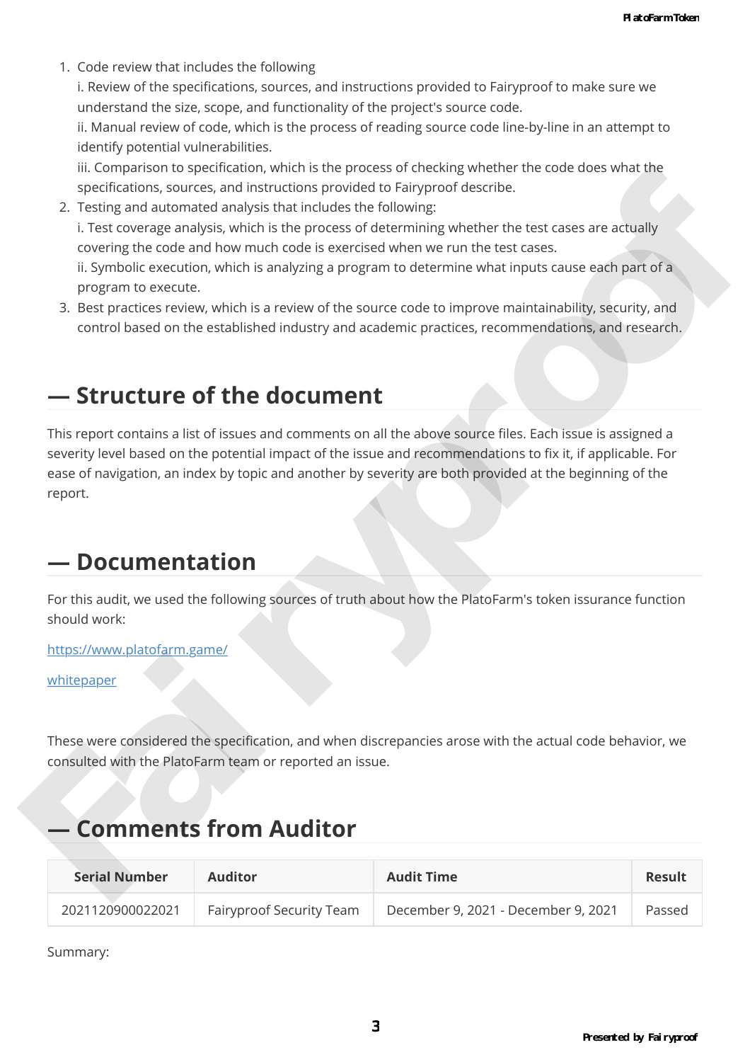1. Code review that includes the following
   i. Review of the specifications, sources, and instructions provided to Fairyproof to make sure we understand the size, scope, and functionality of the project's source code.
   ii. Manual review of code, which is the process of reading source code line-by-line in an attempt to identify potential vulnerabilities.
   iii. Comparison to specification, which is the process of checking whether the code does what the specifications, sources, and instructions provided to Fairyproof describe.
2. Testing and automated analysis that includes the following:
   i. Test coverage analysis, which is the process of determining whether the test cases are actually covering the code and how much code is exercised when we run the test cases.
   ii. Symbolic execution, which is analyzing a program to determine what inputs cause each part of a program to execute.
3. Best practices review, which is a review of the source code to improve maintainability, security, and control based on the established industry and academic practices, recommendations, and research.

## — Structure of the document

This report contains a list of issues and comments on all the above source files. Each issue is assigned a severity level based on the potential impact of the issue and recommendations to fix it, if applicable. For ease of navigation, an index by topic and another by severity are both provided at the beginning of the report.

## — Documentation

For this audit, we used the following sources of truth about how the PlatoFarm's token issurance function should work:

https://www.platofarm.game/

whitepaper

These were considered the specification, and when discrepancies arose with the actual code behavior, we consulted with the PlatoFarm team or reported an issue.

## — Comments from Auditor

| Serial Number | Auditor | Audit Time | Result |
| --- | --- | --- | --- |
| 2021120900022021 | Fairyproof Security Team | December 9, 2021 - December 9, 2021 | Passed |

Summary: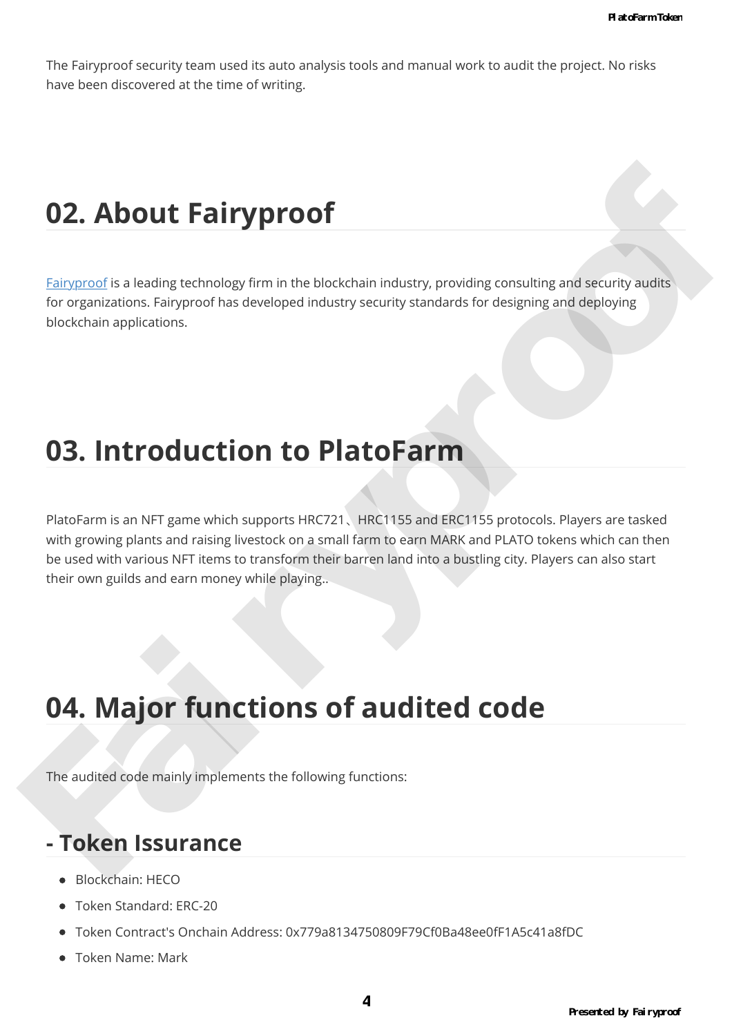The Fairyproof security team used its auto analysis tools and manual work to audit the project. No risks have been discovered at the time of writing.

# 02. About Fairyproof

[Fairyproof](https://www.fairyproof.com) is a leading technology firm in the blockchain industry, providing consulting and security audits for organizations. Fairyproof has developed industry security standards for designing and deploying blockchain applications.

# 03. Introduction to PlatoFarm

PlatoFarm is an NFT game which supports HRC721、HRC1155 and ERC1155 protocols. Players are tasked with growing plants and raising livestock on a small farm to earn MARK and PLATO tokens which can then be used with various NFT items to transform their barren land into a bustling city. Players can also start their own guilds and earn money while playing..

# 04. Major functions of audited code

The audited code mainly implements the following functions:

## - Token Issuance

- Blockchain: HECO
- Token Standard: ERC-20
- Token Contract's Onchain Address: 0x779a8134750809F79Cf0Ba48ee0fF1A5c41a8fDC
- Token Name: Mark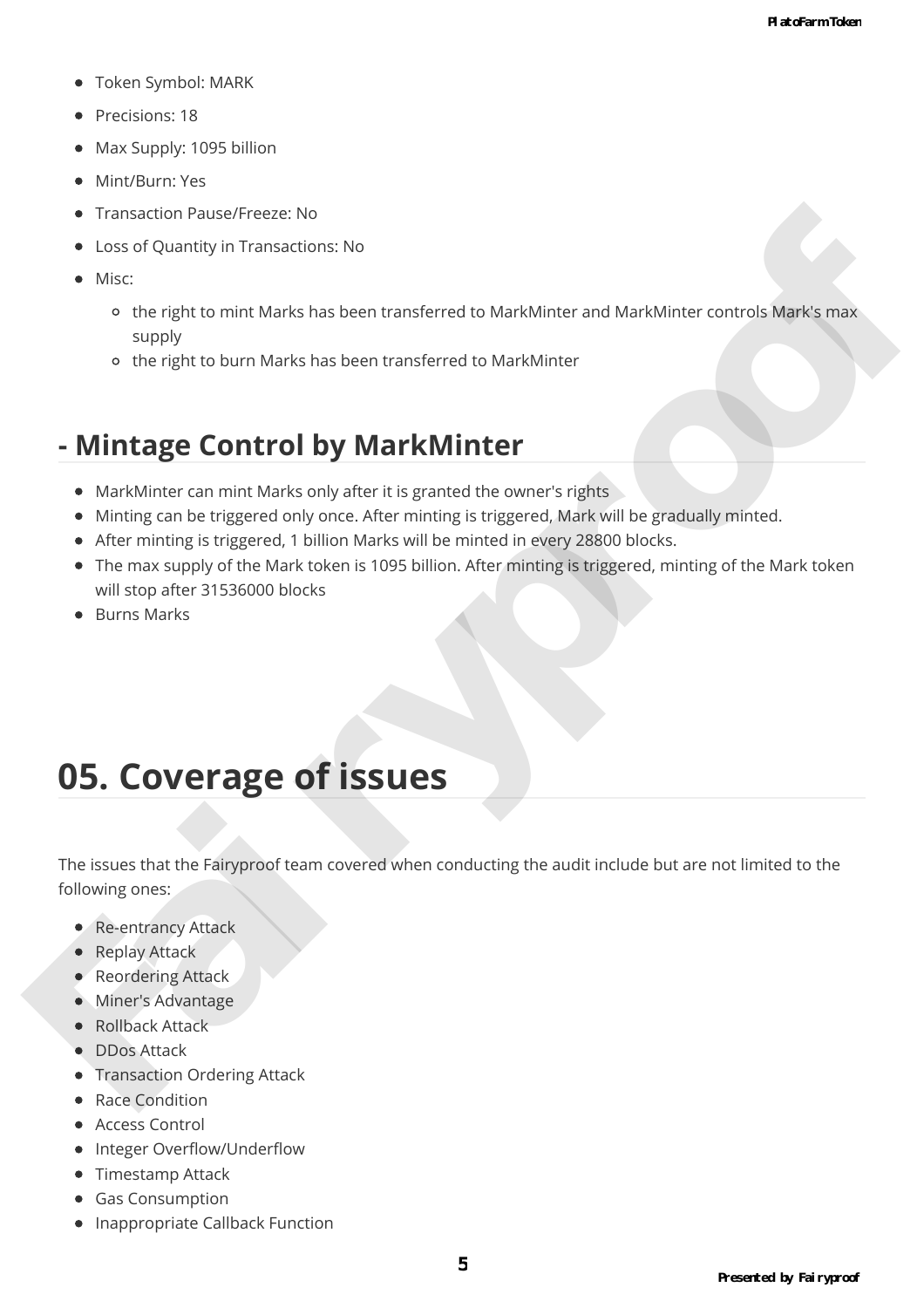- Token Symbol: MARK
- Precisions: 18
- Max Supply: 1095 billion
- Mint/Burn: Yes
- Transaction Pause/Freeze: No
- Loss of Quantity in Transactions: No
- Misc:
  - the right to mint Marks has been transferred to MarkMinter and MarkMinter controls Mark's max supply
  - the right to burn Marks has been transferred to MarkMinter

## - Mintage Control by MarkMinter

- MarkMinter can mint Marks only after it is granted the owner's rights
- Minting can be triggered only once. After minting is triggered, Mark will be gradually minted.
- After minting is triggered, 1 billion Marks will be minted in every 28800 blocks.
- The max supply of the Mark token is 1095 billion. After minting is triggered, minting of the Mark token will stop after 31536000 blocks
- Burns Marks

# 05. Coverage of issues

The issues that the Fairyproof team covered when conducting the audit include but are not limited to the following ones:

- Re-entrancy Attack
- Replay Attack
- Reordering Attack
- Miner's Advantage
- Rollback Attack
- DDos Attack
- Transaction Ordering Attack
- Race Condition
- Access Control
- Integer Overflow/Underflow
- Timestamp Attack
- Gas Consumption
- Inappropriate Callback Function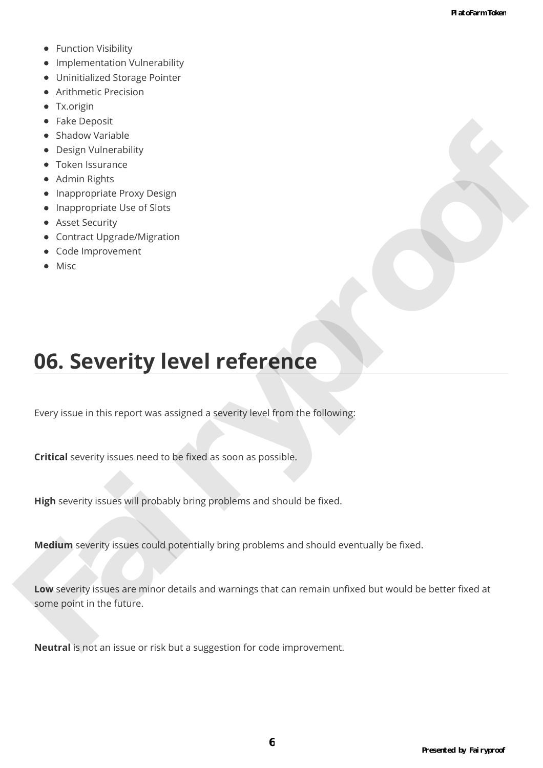- Function Visibility
- Implementation Vulnerability
- Uninitialized Storage Pointer
- Arithmetic Precision
- Tx.origin
- Fake Deposit
- Shadow Variable
- Design Vulnerability
- Token Issurance
- Admin Rights
- Inappropriate Proxy Design
- Inappropriate Use of Slots
- Asset Security
- Contract Upgrade/Migration
- Code Improvement
- Misc

# 06. Severity level reference

Every issue in this report was assigned a severity level from the following:

**Critical** severity issues need to be fixed as soon as possible.

**High** severity issues will probably bring problems and should be fixed.

**Medium** severity issues could potentially bring problems and should eventually be fixed.

**Low** severity issues are minor details and warnings that can remain unfixed but would be better fixed at some point in the future.

**Neutral** is not an issue or risk but a suggestion for code improvement.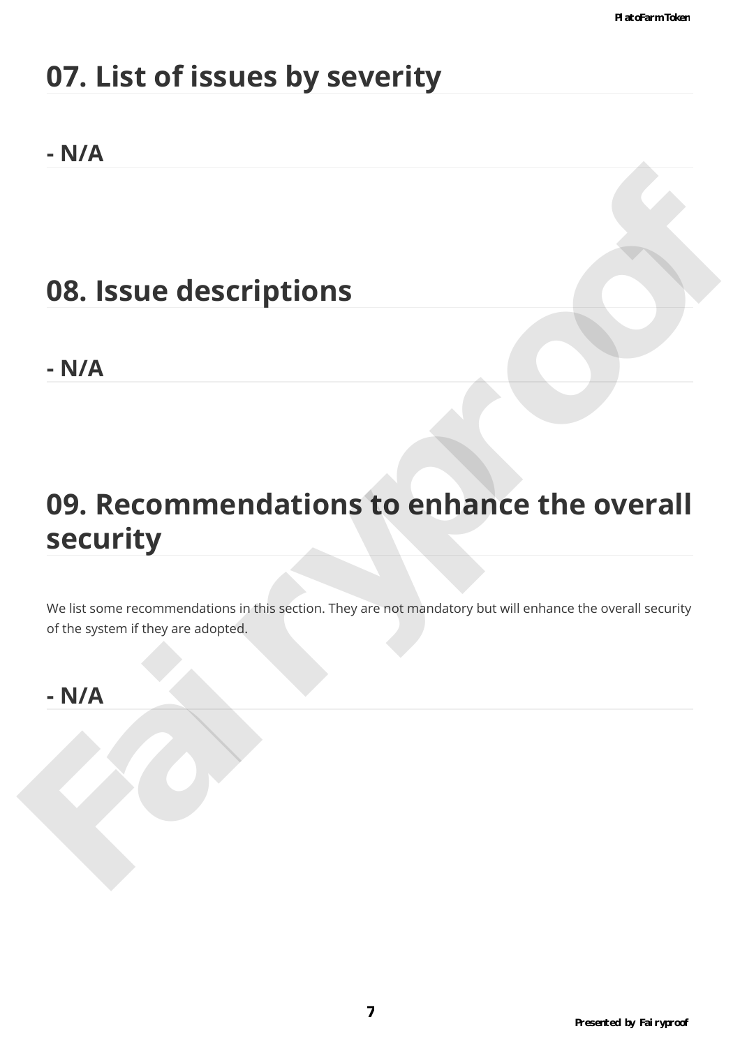# 07. List of issues by severity

## - N/A

# 08. Issue descriptions

## - N/A

# 09. Recommendations to enhance the overall security

We list some recommendations in this section. They are not mandatory but will enhance the overall security of the system if they are adopted.

## - N/A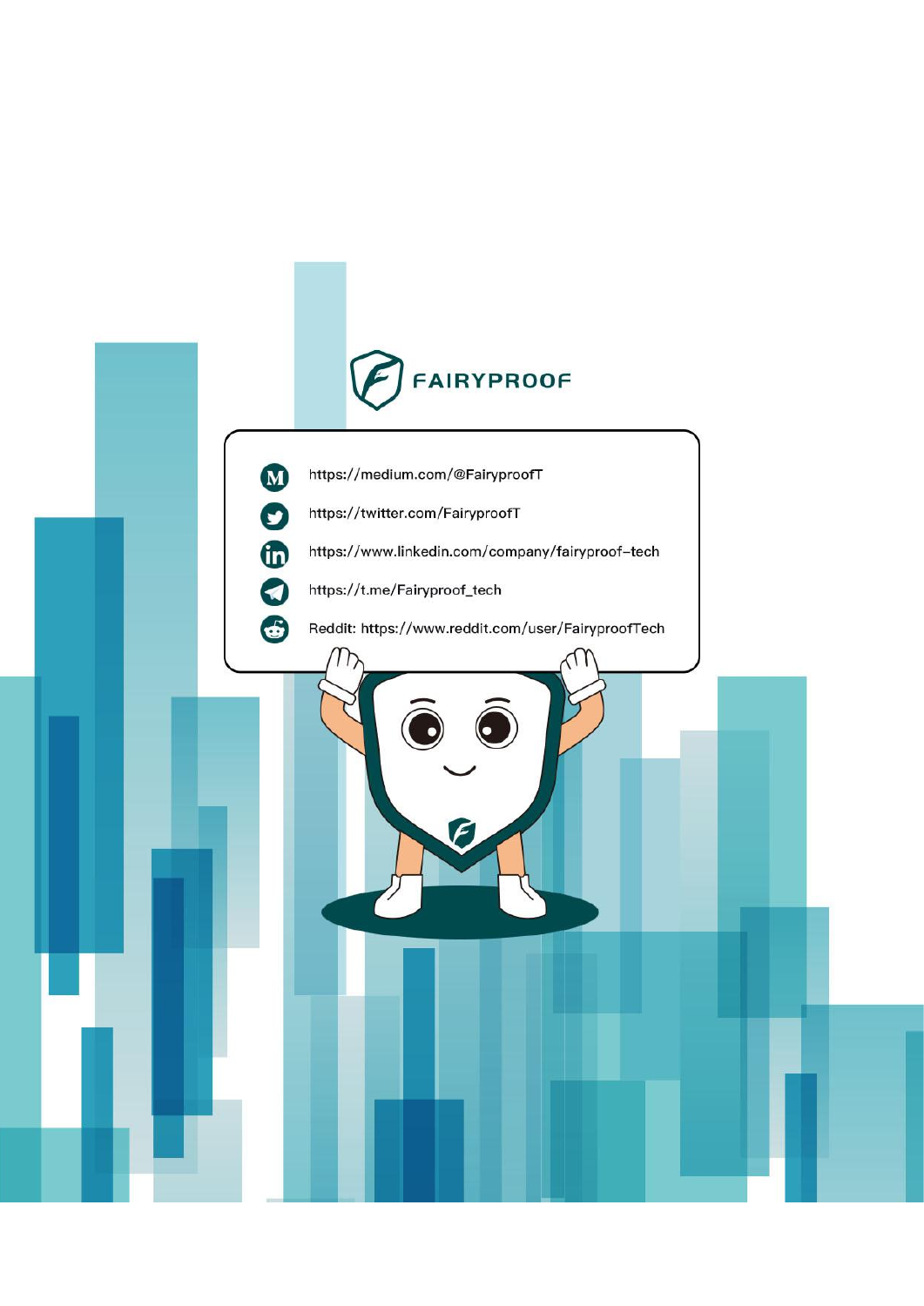FAIRYPROOF

https://medium.com/@FairyproofT

https://twitter.com/FairyproofT

https://www.linkedin.com/company/fairyproof-tech

https://t.me/Fairyproof_tech

Reddit: https://www.reddit.com/user/FairyproofTech